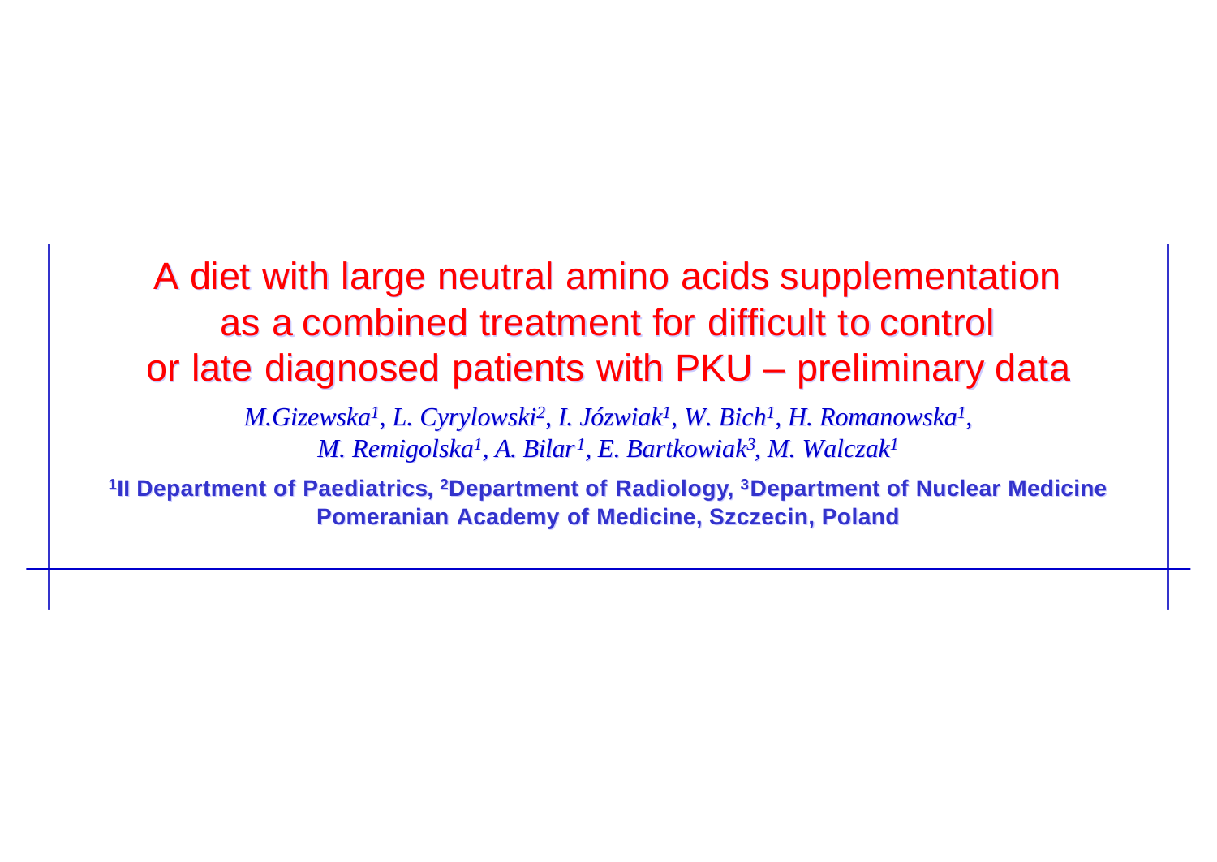# A diet with large neutral amino acids supplementation as a combined treatment for difficult to control or late diagnosed patients with PKU – preliminary data

*M.Gizewska[1], L. Cyrylowski[2], I. Józwiak[1], W. Bich[1], H. Romanowska[1], M. Remigolska[1], A. Bilar[1], E. Bartkowiak[3], M. Walczak[1]*

**[1]II Department of Paediatrics, [2]Department of Radiology, [3]Department of Nuclear Medicine Pomeranian Academy of Medicine, Szczecin, Poland**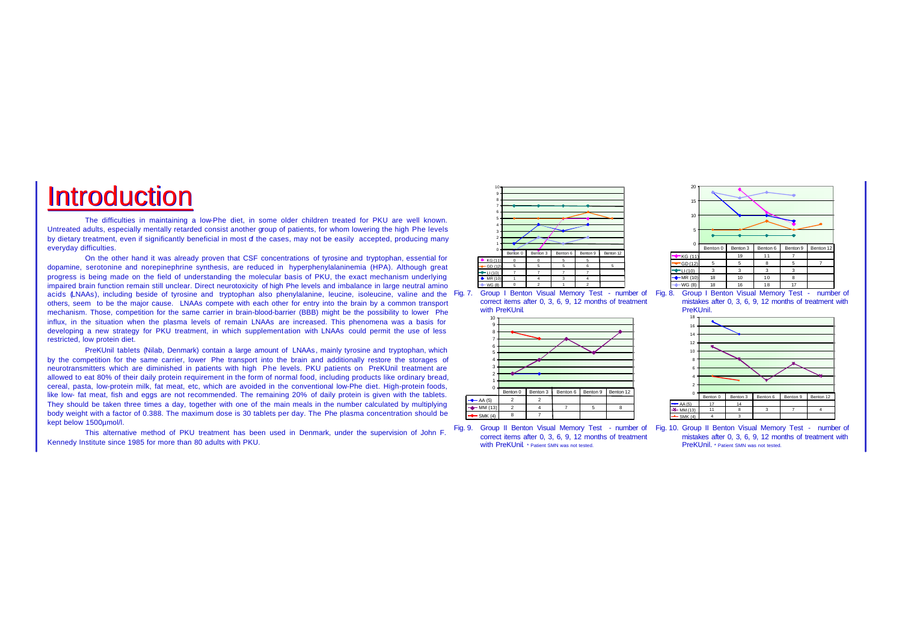# Introduction

The difficulties in maintaining a low-Phe diet, in some older children treated for PKU are well known. Untreated adults, especially mentally retarded consist another group of patients, for whom lowering the high Phe levels by dietary treatment, even if significantly beneficial in most of the cases, may not be easily accepted, producing many everyday difficulties.

On the other hand it was already proven that CSF concentrations of tyrosine and tryptophan, essential for dopamine, serotonine and norepinephrine synthesis, are reduced in hyperphenylalaninemia (HPA). Although great progress is being made on the field of understanding the molecular basis of PKU, the exact mechanism underlying impaired brain function remain still unclear. Direct neurotoxicity of high Phe levels and imbalance in large neutral amino acids (LNAAs), including beside of tyrosine and tryptophan also phenylalanine, leucine, isoleucine, valine and the others, seem to be the major cause. LNAAs compete with each other for entry into the brain by a common transport mechanism. Those, competition for the same carrier in brain-blood-barrier (BBB) might be the possibility to lower Phe influx, in the situation when the plasma levels of remain LNAAs are increased. This phenomena was a basis for developing a new strategy for PKU treatment, in which supplementation with LNAAs could permit the use of less restricted, low protein diet.

PreKUnil tablets (Nilab, Denmark) contain a large amount of LNAAs, mainly tyrosine and tryptophan, which by the competition for the same carrier, lower Phe transport into the brain and additionally restore the storages of neurotransmitters which are diminished in patients with high Phe levels. PKU patients on PreKUnil treatment are allowed to eat 80% of their daily protein requirement in the form of normal food, including products like ordinary bread, cereal, pasta, low-protein milk, fat meat, etc, which are avoided in the conventional low-Phe diet. High-protein foods, like low- fat meat, fish and eggs are not recommended. The remaining 20% of daily protein is given with the tablets. They should be taken three times a day, together with one of the main meals in the number calculated by multiplying body weight with a factor of 0.388. The maximum dose is 30 tablets per day. The Phe plasma concentration should be kept below 1500µmol/l.

This alternative method of PKU treatment has been used in Denmark, under the supervision of John F. Kennedy Institute since 1985 for more than 80 adults with PKU.

| | Benton 0 | Benton 3 | Benton 6 | Benton 9 | Benton 12 |
|---|---|---|---|---|---|
| KG (11) | 0 | 0 | 5 | 5 | |
| GD (12) | 5 | 5 | 5 | 6 | 5 |
| LI (10) | 7 | 7 | 7 | 7 | |
| MR (10) | 1 | 4 | 3 | 4 | |
| WG (8) | 0 | 2 | 1 | 2 | |

Fig. 7. Group I Benton Visual Memory Test - number of correct items after 0, 3, 6, 9, 12 months of treatment with PreKUnil.

| | Benton 0 | Benton 3 | Benton 6 | Benton 9 | Benton 12 |
|---|---|---|---|---|---|
| KG (11) | | 19 | 11 | 7 | |
| GD (12) | 5 | 5 | 8 | 5 | 7 |
| LI (10) | 3 | 3 | 3 | 3 | |
| MR (10) | 18 | 10 | 10 | 8 | |
| WG (8) | 18 | 16 | 18 | 17 | |

Fig. 8. Group I Benton Visual Memory Test - number of mistakes after 0, 3, 6, 9, 12 months of treatment with PreKUnil.

| | Benton 0 | Benton 3 | Benton 6 | Benton 9 | Benton 12 |
|---|---|---|---|---|---|
| AA (5) | 2 | 2 | | | |
| MM (13) | 2 | 4 | 7 | 5 | 8 |
| SMK (4) | 8 | 7 | | | |

Fig. 9. Group II Benton Visual Memory Test - number of correct items after 0, 3, 6, 9, 12 months of treatment with PreKUnil. * Patient SMN was not tested.

| | Benton 0 | Benton 3 | Benton 6 | Benton 9 | Benton 12 |
|---|---|---|---|---|---|
| AA (5) | 17 | 14 | | | |
| MM (13) | 11 | 8 | 3 | 7 | 4 |
| SMK (4) | 4 | 3 | | | |

Fig. 10. Group II Benton Visual Memory Test - number of mistakes after 0, 3, 6, 9, 12 months of treatment with PreKUnil. * Patient SMN was not tested.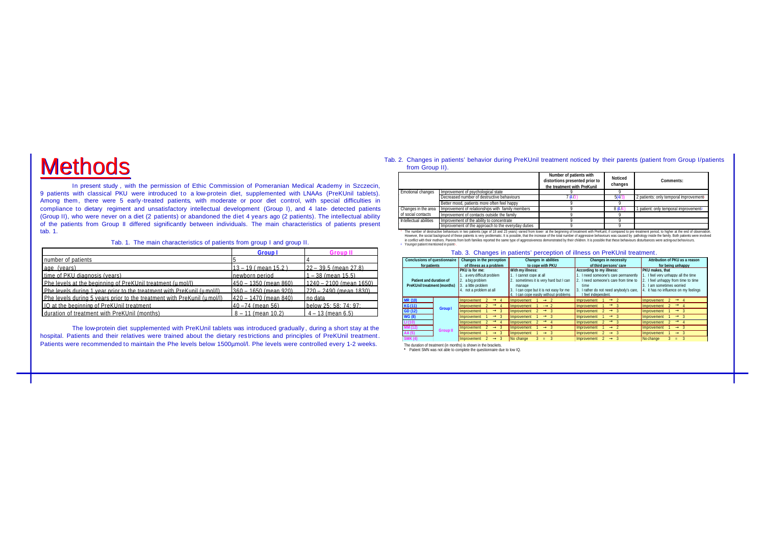# Methods

In present study, with the permission of Ethic Commission of Pomeranian Medical Academy in Szczecin, 9 patients with classical PKU were introduced to a low-protein diet, supplemented with LNAAs (PreKUnil tablets). Among them, there were 5 early-treated patients, with moderate or poor diet control, with special difficulties in compliance to dietary regiment and unsatisfactory intellectual development (Group I), and 4 late- detected patients (Group II), who were never on a diet (2 patients) or abandoned the diet 4 years ago (2 patients). The intellectual ability of the patients from Group II differed significantly between individuals. The main characteristics of patients present tab. 1.

Tab. 1. The main characteristics of patients from group I and group II.

| | Group I | Group II |
|---|---|---|
| number of patients | 5 | 4 |
| age (years) | 13 – 19 ( mean 15.2 ) | 22 – 39.5 (mean 27.8) |
| time of PKU diagnosis (years) | newborn period | 1 – 38 (mean 15.5) |
| Phe levels at the beginning of PreKUnil treatment (μmol/l) | 450 – 1350 (mean 860) | 1240 – 2100 (mean 1650) |
| Phe levels during 1 year prior to the treatment with PreKunil (μmol/l) | 360 – 1650 (mean 920) | 720 – 2490 (mean 1830) |
| Phe levels during 5 years prior to the treatment with PreKUnil (μmol/l) | 420 – 1470 (mean 840) | no data |
| IQ at the beginning of PreKUnil treatment | 40 –74 (mean 56) | below 25; 58; 74; 97; |
| duration of treatment with PreKUnil (months) | 8 – 11 (mean 10.2) | 4 – 13 (mean 6.5) |

The low-protein diet supplemented with PreKUnil tablets was introduced gradually, during a short stay at the hospital. Patients and their relatives were trained about the dietary restrictions and principles of PreKUnil treatment. Patients were recommended to maintain the Phe levels below 1500μmol/l. Phe levels were controlled every 1-2 weeks.

Tab. 2. Changes in patients' behavior during PreKUnil treatment noticed by their parents (patient from Group I/patients from Group II).

| | | Number of patients with distortions presented prior to the treatment with PreKunil | Noticed changes | Comments: |
|---|---|---|---|---|
| Emotional changes | Improvement of psychological state | 9 | 9 | |
| | Decreased number of destructive behaviours | 7 (4/3) | 5(4/3) | 2 patients: only temporal improvement[1] |
| | Better mood, patients more often feel happy | 9 | 9 | |
| Changes in the area of social contacts | Improvement of relationships with family members | 9 | 8 (4/4) | 1 patient: only temporal improvement[2] |
| | Improvement of contacts outside the family | 9 | 9 | |
| Intellectual abilities | Improvement of the ability to concentrate | 9 | 9 | |
| | Improvement of the approach to the everyday duties | 9 | 9 | |

[1] The number of destructive behaviours in two patients (age of 18 and 23 years) varied from lower at the beginning of treatment with PreKunil, if compared to pre-treatment period, to higher at the end of observation. However, the social background of these patients is very problematic. It is possible, that the increase of the total number of aggressive behaviours was caused by pathology inside the family. Both patients were involved in conflict with their mothers. Parents from both families reported the same type of aggressiveness demonstrated by their children. It is possible that these behaviours disturbances were acting-out behaviours.
[2] Younger patient mentioned in point[1].

Tab. 3. Changes in patients' perception of illness on PreKUnil treatment.

| Conclusions of questionnaire for patients | | Changes in the perception of illness as a problem | Changes in abilities to cope with PKU | Changes in necessity of third persons' care | Attribution of PKU as a reason for being unhappy |
|---|---|---|---|---|---|
| Patient and duration of PreKUnil treatment (months) | | PKU is for me: 1. a very difficult problem 2. a big problem 3. a little problem 4. not a problem at all | With my illness: 1. I cannot cope at all 2. sometimes it is very hard but I can manage 3. I can cope but it is not easy for me 4. I can cope easily without problems | According to my illness: 1. I need someone's care permanently 2. I need someone's care from time to time 3. I rather do not need anybody's care, I feel independent. | PKU makes, that 1. I feel very unhappy all the time 2. I feel unhappy from time to time 3. I am sometimes worried 4. it has no influence on my feelings |
| MR (10) | Group I | Improvement 2 → 4 | Improvement 1 → 2 | Improvement 1 → 2 | Improvement 2 → 4 |
| KG (11) | | Improvement 2 → 4 | Improvement 1 → 2 | Improvement 1 → 3 | Improvement 2 → 4 |
| GD (12) | | Improvement 1 → 3 | Improvement 2 → 3 | Improvement 2 → 3 | Improvement 1 → 3 |
| WG (8) | | Improvement 1 → 3 | Improvement 1 → 3 | Improvement 1 → 3 | Improvement 1 → 3 |
| LI (10) | | Improvement 2 → 4 | Improvement 2 → 4 | Improvement 2 → 3 | Improvement 2 → 4 |
| MM (12) | Group II | Improvement 2 → 3 | Improvement 1 → 3 | Improvement 1 → 2 | Improvement 1 → 3 |
| AA (5) | | Improvement 1 → 3 | Improvement 1 → 3 | Improvement 2 → 3 | Improvement 1 → 3 |
| SMK (4) | | Improvement 2 → 3 | No change 3 = 3 | Improvement 2 → 3 | No change 3 = 3 |

The duration of treatment (in months) is shown in the brackets.

* Patient SMN was not able to complete the questionnaire due to low IQ.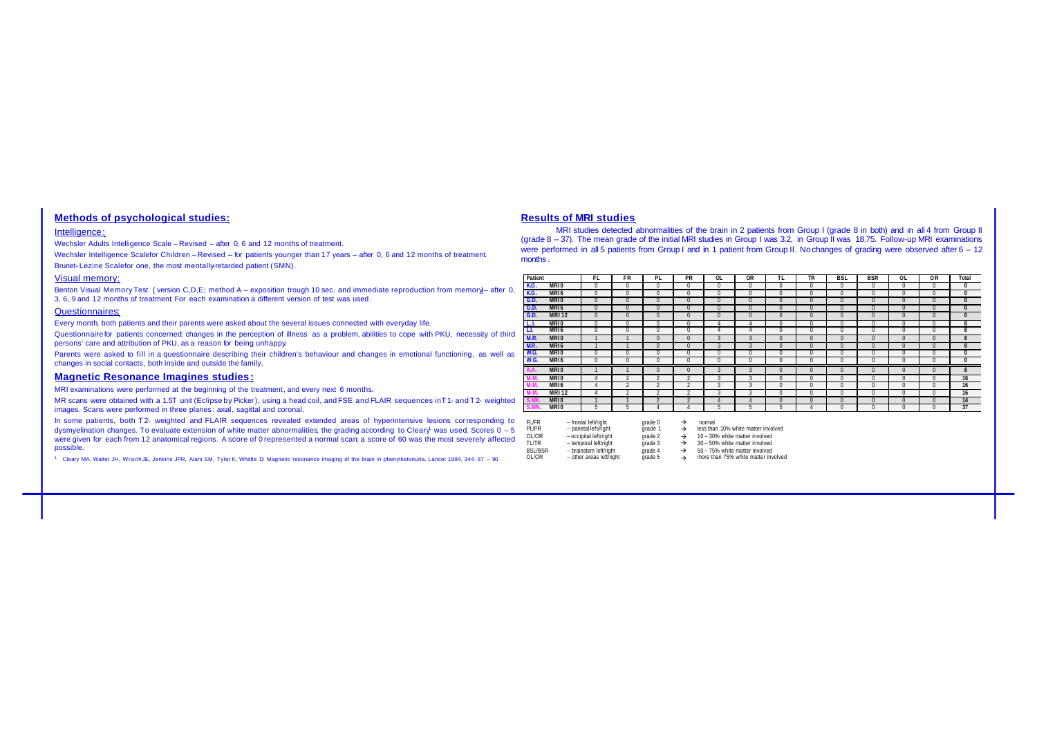## Methods of psychological studies:

### Intelligence:

Wechsler Adults Intelligence Scale – Revised – after 0, 6 and 12 months of treatment.

Wechsler Intelligence Scale for Children – Revised – for patients younger than 17 years – after 0, 6 and 12 months of treatment.

Brunet-Lezine Scale for one, the most mentally-retarded patient (SMN).

### Visual memory:

Benton Visual Memory Test (version C,D,E; method A – exposition trough 10 sec. and immediate reproduction from memory) – after 0, 3, 6, 9 and 12 months of treatment. For each examination a different version of test was used.

### Questionnaires:

Every month, both patients and their parents were asked about the several issues connected with everyday life.

Questionnaire for patients concerned: changes in the perception of illness as a problem, abilities to cope with PKU, necessity of third persons' care and attribution of PKU, as a reason for being unhappy.

Parents were asked to fill in a questionnaire describing their children's behaviour and changes in emotional functioning, as well as changes in social contacts, both inside and outside the family.

## Magnetic Resonance Imagines studies:

MRI examinations were performed at the beginning of the treatment, and every next 6 months.

MR scans were obtained with a 1.5T unit (Eclipse by Picker), using a head coil, and FSE and FLAIR sequences in T1- and T2- weighted images. Scans were performed in three planes: axial, sagittal and coronal.

In some patients, both T2- weighted and FLAIR sequences revealed extended areas of hyperintensive lesions corresponding to dysmyelination changes. To evaluate extension of white matter abnormalities, the grading according to Cleary[1] was used. Scores 0 – 5 were given for each from 12 anatomical regions. A score of 0 represented a normal scan; a score of 60 was the most severely affected possible.

[1] Cleary MA, Walter JH, Wraith JE, Jenkins JPR, Alani SM, Tyler K, Whittle D: Magnetic resonance imaging of the brain in phenylketonuria. Lancet 1994, 344: 87 – 90.

## Results of MRI studies

MRI studies detected abnormalities of the brain in 2 patients from Group I (grade 8 in both) and in all 4 from Group II (grade 8 – 37). The mean grade of the initial MRI studies in Group I was 3.2, in Group II was 18.75. Follow-up MRI examinations were performed in all 5 patients from Group I and in 1 patient from Group II. No changes of grading were observed after 6 – 12 months.

| Patient | | FL | FR | PL | PR | OL | OR | TL | TR | BSL | BSR | OL | OR | Total |
|---|---|---|---|---|---|---|---|---|---|---|---|---|---|---|
| K.G. | MRI 0 | 0 | 0 | 0 | 0 | 0 | 0 | 0 | 0 | 0 | 0 | 0 | 0 | 0 |
| K.G. | MRI 6 | 0 | 0 | 0 | 0 | 0 | 0 | 0 | 0 | 0 | 0 | 0 | 0 | 0 |
| G.D. | MRI 0 | 0 | 0 | 0 | 0 | 0 | 0 | 0 | 0 | 0 | 0 | 0 | 0 | 0 |
| G.D. | MRI 6 | 0 | 0 | 0 | 0 | 0 | 0 | 0 | 0 | 0 | 0 | 0 | 0 | 0 |
| G.D. | MRI 12 | 0 | 0 | 0 | 0 | 0 | 0 | 0 | 0 | 0 | 0 | 0 | 0 | 0 |
| L.I. | MRI 0 | 0 | 0 | 0 | 0 | 4 | 4 | 0 | 0 | 0 | 0 | 0 | 0 | 8 |
| L.I. | MRI 6 | 0 | 0 | 0 | 0 | 4 | 4 | 0 | 0 | 0 | 0 | 0 | 0 | 8 |
| M.R. | MRI 0 | 1 | 1 | 0 | 0 | 3 | 3 | 0 | 0 | 0 | 0 | 0 | 0 | 8 |
| M.R. | MRI 6 | 1 | 1 | 0 | 0 | 3 | 3 | 0 | 0 | 0 | 0 | 0 | 0 | 8 |
| W.G. | MRI 0 | 0 | 0 | 0 | 0 | 0 | 0 | 0 | 0 | 0 | 0 | 0 | 0 | 0 |
| W.G. | MRI 6 | 0 | 0 | 0 | 0 | 0 | 0 | 0 | 0 | 0 | 0 | 0 | 0 | 0 |
| A.A. | MRI 0 | 1 | 1 | 0 | 0 | 3 | 3 | 0 | 0 | 0 | 0 | 0 | 0 | 8 |
| M.M. | MRI 0 | 4 | 2 | 2 | 2 | 3 | 3 | 0 | 0 | 0 | 0 | 0 | 0 | 16 |
| M.M. | MRI 6 | 4 | 2 | 2 | 2 | 3 | 3 | 0 | 0 | 0 | 0 | 0 | 0 | 16 |
| M.M. | MRI 12 | 4 | 2 | 2 | 2 | 3 | 3 | 0 | 0 | 0 | 0 | 0 | 0 | 16 |
| S.MK. | MRI 0 | 1 | 1 | 2 | 2 | 4 | 4 | 0 | 0 | 0 | 0 | 0 | 0 | 14 |
| S.MN. | MRI 0 | 5 | 5 | 4 | 4 | 5 | 5 | 5 | 4 | 0 | 0 | 0 | 0 | 37 |

- FL/FR – frontal left/right
- PL/PR – parietal left/right
- OL/OR – occipital left/right
- TL/TR – temporal left/right
- BSL/BSR – brainstem left/right
- OL/OR – other areas left/right

- grade 0 → normal
- grade 1 → less than 10% white matter involved
- grade 2 → 10 – 30% white matter involved
- grade 3 → 30 – 50% white matter involved
- grade 4 → 50 – 75% white matter involved
- grade 5 → more than 75% white matter involved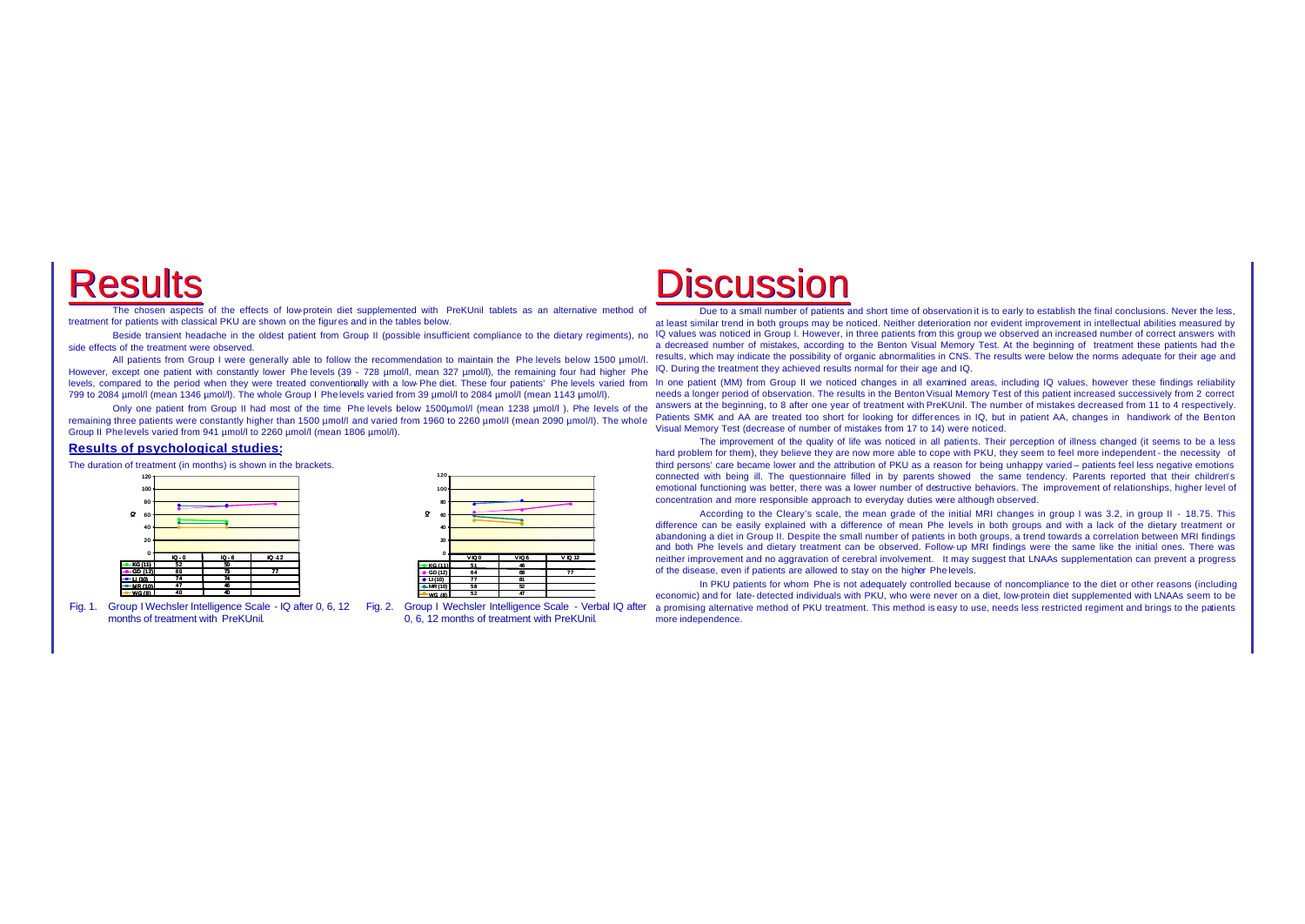# Results

The chosen aspects of the effects of low-protein diet supplemented with PreKUnil tablets as an alternative method of treatment for patients with classical PKU are shown on the figures and in the tables below.

Beside transient headache in the oldest patient from Group II (possible insufficient compliance to the dietary regiments), no side effects of the treatment were observed.

All patients from Group I were generally able to follow the recommendation to maintain the Phe levels below 1500 µmol/l. However, except one patient with constantly lower Phe levels (39 - 728 µmol/l, mean 327 µmol/l), the remaining four had higher Phe levels, compared to the period when they were treated conventionally with a low-Phe diet. These four patients' Phe levels varied from 799 to 2084 µmol/l (mean 1346 µmol/l). The whole Group I Phe levels varied from 39 µmol/l to 2084 µmol/l (mean 1143 µmol/l).

Only one patient from Group II had most of the time Phe levels below 1500µmol/l (mean 1238 µmol/l ). The levels of the remaining three patients were constantly higher than 1500 µmol/l and varied from 1960 to 2260 µmol/l (mean 2090 µmol/l). The whole Group II Phe levels varied from 941 µmol/l to 2260 µmol/l (mean 1806 µmol/l).

## Results of psychological studies:

The duration of treatment (in months) is shown in the brackets.

| | IQ - 0 | IQ - 6 | IQ -12 |
|---|---|---|---|
| KG (11) | 52 | 50 | |
| GD (12) | 69 | 73 | 77 |
| LI (10) | 74 | 74 | |
| MR (10) | 47 | 46 | |
| WG (8) | 40 | 40 | |

Fig. 1. Group I Wechsler Intelligence Scale - IQ after 0, 6, 12 months of treatment with PreKUnil.

| | V IQ 0 | V IQ 6 | V IQ 12 |
|---|---|---|---|
| KG (11) | 51 | 46 | |
| GD (12) | 64 | 68 | 77 |
| LI (10) | 77 | 81 | |
| MR (10) | 58 | 52 | |
| WG (8) | 52 | 47 | |

Fig. 2. Group I Wechsler Intelligence Scale - Verbal IQ after 0, 6, 12 months of treatment with PreKUnil.

# Discussion

Due to a small number of patients and short time of observation it is to early to establish the final conclusions. Never the less, at least similar trend in both groups may be noticed. Neither deterioration nor evident improvement in intellectual abilities measured by IQ values was noticed in Group I. However, in three patients from this group we observed an increased number of correct answers with a decreased number of mistakes, according to the Benton Visual Memory Test. At the beginning of treatment these patients had the results, which may indicate the possibility of organic abnormalities in CNS. The results were below the norms adequate for their age and IQ. During the treatment they achieved results normal for their age and IQ.

In one patient (MM) from Group II we noticed changes in all examined areas, including IQ values, however these findings reliability needs a longer period of observation. The results in the Benton Visual Memory Test of this patient increased successively from 2 correct answers at the beginning, to 8 after one year of treatment with PreKUnil. The number of mistakes decreased from 11 to 4 respectively. Patients SMK and AA are treated too short for looking for differences in IQ, but in patient AA, changes in handiwork of the Benton Visual Memory Test (decrease of number of mistakes from 17 to 14) were noticed.

The improvement of the quality of life was noticed in all patients. Their perception of illness changed (it seems to be a less hard problem for them), they believe they are now more able to cope with PKU, they seem to feel more independent - the necessity of third persons' care became lower and the attribution of PKU as a reason for being unhappy varied – patients feel less negative emotions connected with being ill. The questionnaire filled in by parents showed the same tendency. Parents reported that their children's emotional functioning was better, there was a lower number of destructive behaviors. The improvement of relationships, higher level of concentration and more responsible approach to everyday duties were although observed.

According to the Cleary's scale, the mean grade of the initial MRI changes in group I was 3.2, in group II - 18.75. This difference can be easily explained with a difference of mean Phe levels in both groups and with a lack of the dietary treatment or abandoning a diet in Group II. Despite the small number of patients in both groups, a trend towards a correlation between MRI findings and both Phe levels and dietary treatment can be observed. Follow-up MRI findings were the same like the initial ones. There was neither improvement and no aggravation of cerebral involvement. It may suggest that LNAAs supplementation can prevent a progress of the disease, even if patients are allowed to stay on the higher Phe levels.

In PKU patients for whom Phe is not adequately controlled because of noncompliance to the diet or other reasons (including economic) and for late-detected individuals with PKU, who were never on a diet, low-protein diet supplemented with LNAAs seem to be a promising alternative method of PKU treatment. This method is easy to use, needs less restricted regiment and brings to the patients more independence.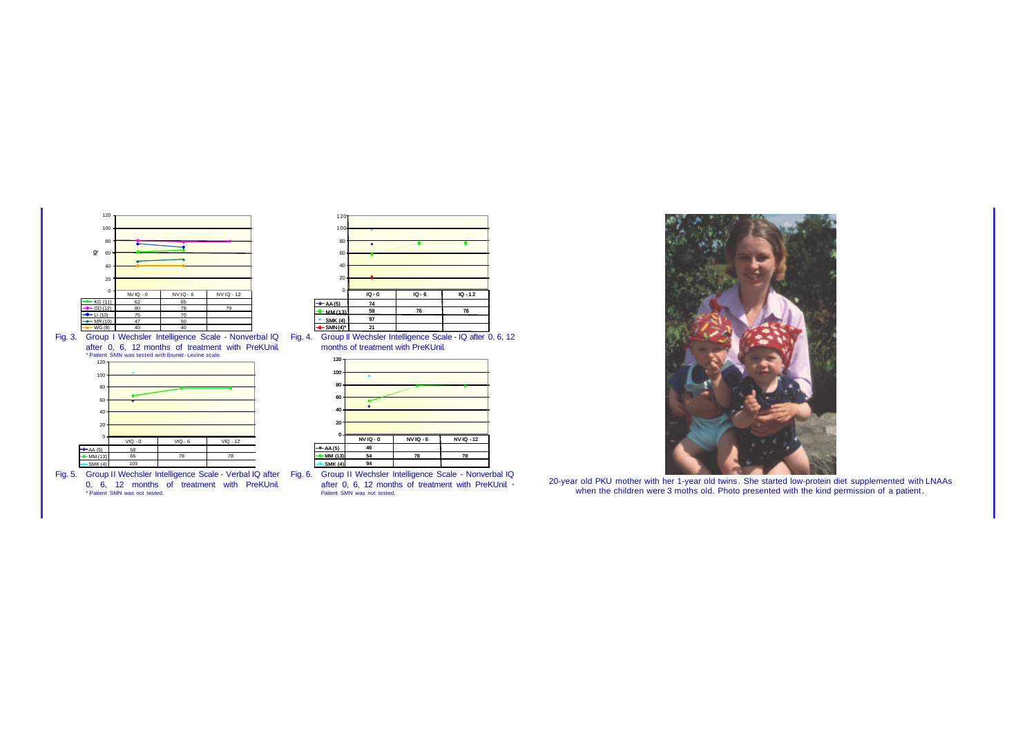120
100
80
60
40
20
0
IQ

NV IQ - 0 | NV IQ - 6 | NV IQ - 12

KG (11) 62 65
GD (12) 80 78 79
LI (10) 75 70
MR (10) 47 50
WG (8) 40 40

Fig. 3. Group I Wechsler Intelligence Scale - Nonverbal IQ after 0, 6, 12 months of treatment with PreKUnil.
\* Patient SMN was tested with Brunet-Lezine scale.

120
100
80
60
40
20
0

IQ - 0 | IQ - 6 | IQ - 12

AA (5) 74
MM (13) 58 76 76
SMK (4) 97
SMN (4)* 21

Fig. 4. Group II Wechsler Intelligence Scale - IQ after 0, 6, 12 months of treatment with PreKUnil.

120
100
80
60
40
20
0

VIQ - 0 | VIQ - 6 | VIQ - 12

AA (5) 58
MM (13) 66 78 78
SMK (4) 103

Fig. 5. Group II Wechsler Intelligence Scale - Verbal IQ after 0, 6, 12 months of treatment with PreKUnil.
\* Patient SMN was not tested.

120
100
80
60
40
20
0

NV IQ - 0 | NV IQ - 6 | NV IQ - 12

AA (5) 46
MM (13) 54 78 78
SMK (4) 94

Fig. 6. Group II Wechsler Intelligence Scale - Nonverbal IQ after 0, 6, 12 months of treatment with PreKUnil. \* Patient SMN was not tested.

20-year old PKU mother with her 1-year old twins. She started low-protein diet supplemented with LNAAs when the children were 3 moths old. Photo presented with the kind permission of a patient.